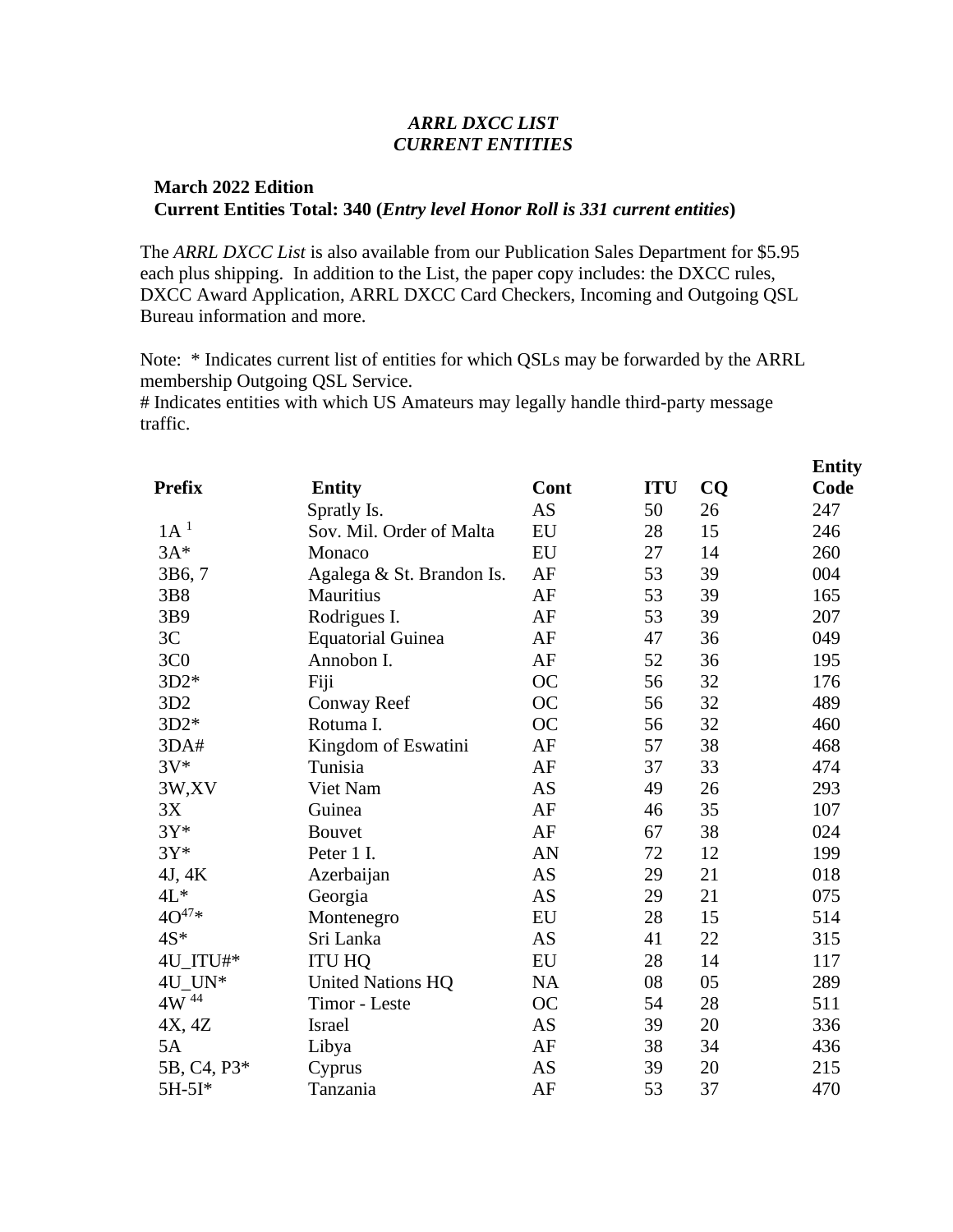# *ARRL DXCC LIST*
# *CURRENT ENTITIES*

**March 2022 Edition**
**Current Entities Total: 340 (*Entry level Honor Roll is 331 current entities*)**

The *ARRL DXCC List* is also available from our Publication Sales Department for $5.95 each plus shipping. In addition to the List, the paper copy includes: the DXCC rules, DXCC Award Application, ARRL DXCC Card Checkers, Incoming and Outgoing QSL Bureau information and more.

Note: * Indicates current list of entities for which QSLs may be forwarded by the ARRL membership Outgoing QSL Service.
# Indicates entities with which US Amateurs may legally handle third-party message traffic.

| Prefix | Entity | Cont | ITU | CQ | Entity Code |
|---|---|---|---|---|---|
| | Spratly Is. | AS | 50 | 26 | 247 |
| 1A [1] | Sov. Mil. Order of Malta | EU | 28 | 15 | 246 |
| 3A* | Monaco | EU | 27 | 14 | 260 |
| 3B6, 7 | Agalega & St. Brandon Is. | AF | 53 | 39 | 004 |
| 3B8 | Mauritius | AF | 53 | 39 | 165 |
| 3B9 | Rodrigues I. | AF | 53 | 39 | 207 |
| 3C | Equatorial Guinea | AF | 47 | 36 | 049 |
| 3C0 | Annobon I. | AF | 52 | 36 | 195 |
| 3D2* | Fiji | OC | 56 | 32 | 176 |
| 3D2 | Conway Reef | OC | 56 | 32 | 489 |
| 3D2* | Rotuma I. | OC | 56 | 32 | 460 |
| 3DA# | Kingdom of Eswatini | AF | 57 | 38 | 468 |
| 3V* | Tunisia | AF | 37 | 33 | 474 |
| 3W,XV | Viet Nam | AS | 49 | 26 | 293 |
| 3X | Guinea | AF | 46 | 35 | 107 |
| 3Y* | Bouvet | AF | 67 | 38 | 024 |
| 3Y* | Peter 1 I. | AN | 72 | 12 | 199 |
| 4J, 4K | Azerbaijan | AS | 29 | 21 | 018 |
| 4L* | Georgia | AS | 29 | 21 | 075 |
| 4O[47]* | Montenegro | EU | 28 | 15 | 514 |
| 4S* | Sri Lanka | AS | 41 | 22 | 315 |
| 4U_ITU#* | ITU HQ | EU | 28 | 14 | 117 |
| 4U_UN* | United Nations HQ | NA | 08 | 05 | 289 |
| 4W [44] | Timor - Leste | OC | 54 | 28 | 511 |
| 4X, 4Z | Israel | AS | 39 | 20 | 336 |
| 5A | Libya | AF | 38 | 34 | 436 |
| 5B, C4, P3* | Cyprus | AS | 39 | 20 | 215 |
| 5H-5I* | Tanzania | AF | 53 | 37 | 470 |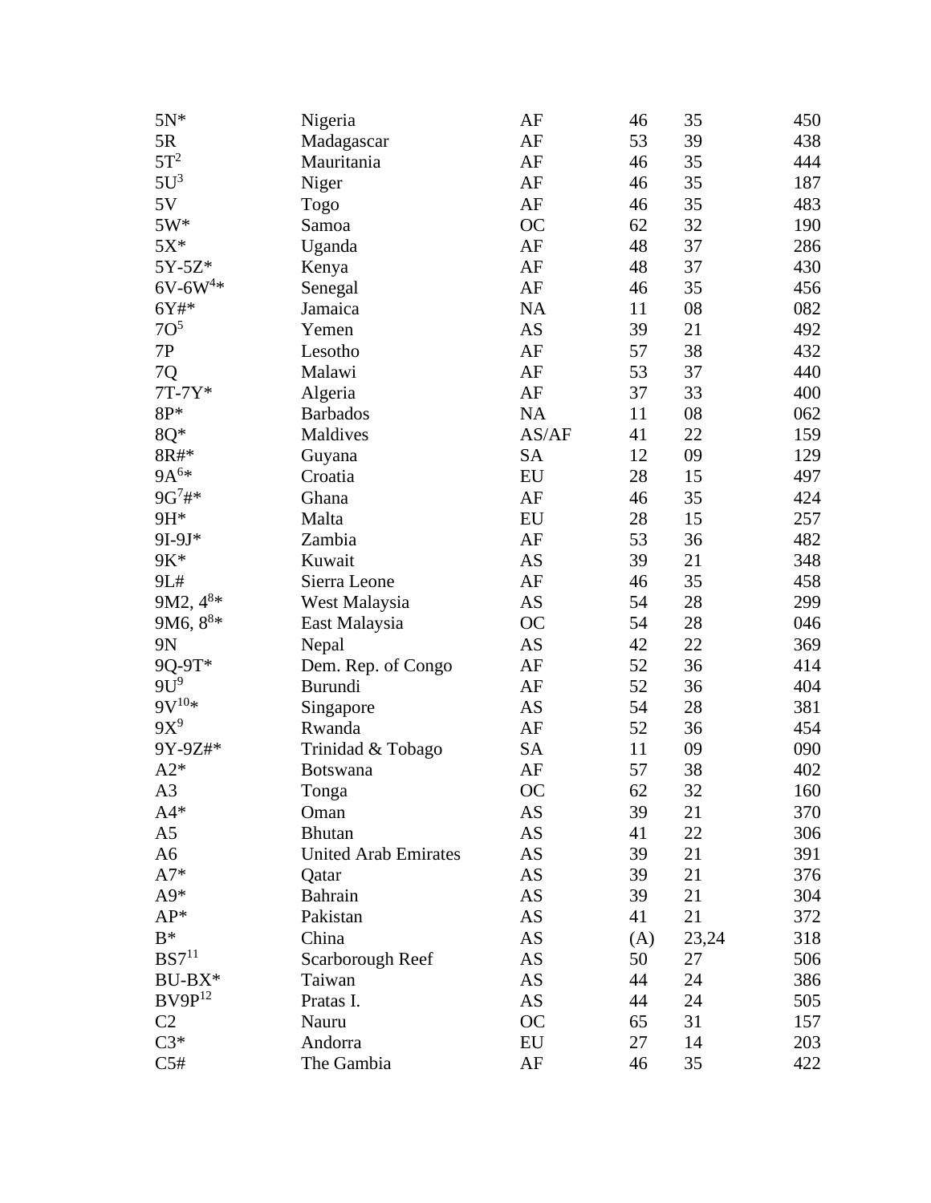| | | | | | |
|---|---|---|---|---|---|
| 5N* | Nigeria | AF | 46 | 35 | 450 |
| 5R | Madagascar | AF | 53 | 39 | 438 |
| 5T[2] | Mauritania | AF | 46 | 35 | 444 |
| 5U[3] | Niger | AF | 46 | 35 | 187 |
| 5V | Togo | AF | 46 | 35 | 483 |
| 5W* | Samoa | OC | 62 | 32 | 190 |
| 5X* | Uganda | AF | 48 | 37 | 286 |
| 5Y-5Z* | Kenya | AF | 48 | 37 | 430 |
| 6V-6W[4]* | Senegal | AF | 46 | 35 | 456 |
| 6Y#* | Jamaica | NA | 11 | 08 | 082 |
| 7O[5] | Yemen | AS | 39 | 21 | 492 |
| 7P | Lesotho | AF | 57 | 38 | 432 |
| 7Q | Malawi | AF | 53 | 37 | 440 |
| 7T-7Y* | Algeria | AF | 37 | 33 | 400 |
| 8P* | Barbados | NA | 11 | 08 | 062 |
| 8Q* | Maldives | AS/AF | 41 | 22 | 159 |
| 8R#* | Guyana | SA | 12 | 09 | 129 |
| 9A[6]* | Croatia | EU | 28 | 15 | 497 |
| 9G[7]#* | Ghana | AF | 46 | 35 | 424 |
| 9H* | Malta | EU | 28 | 15 | 257 |
| 9I-9J* | Zambia | AF | 53 | 36 | 482 |
| 9K* | Kuwait | AS | 39 | 21 | 348 |
| 9L# | Sierra Leone | AF | 46 | 35 | 458 |
| 9M2, 4[8]* | West Malaysia | AS | 54 | 28 | 299 |
| 9M6, 8[8]* | East Malaysia | OC | 54 | 28 | 046 |
| 9N | Nepal | AS | 42 | 22 | 369 |
| 9Q-9T* | Dem. Rep. of Congo | AF | 52 | 36 | 414 |
| 9U[9] | Burundi | AF | 52 | 36 | 404 |
| 9V[10]* | Singapore | AS | 54 | 28 | 381 |
| 9X[9] | Rwanda | AF | 52 | 36 | 454 |
| 9Y-9Z#* | Trinidad & Tobago | SA | 11 | 09 | 090 |
| A2* | Botswana | AF | 57 | 38 | 402 |
| A3 | Tonga | OC | 62 | 32 | 160 |
| A4* | Oman | AS | 39 | 21 | 370 |
| A5 | Bhutan | AS | 41 | 22 | 306 |
| A6 | United Arab Emirates | AS | 39 | 21 | 391 |
| A7* | Qatar | AS | 39 | 21 | 376 |
| A9* | Bahrain | AS | 39 | 21 | 304 |
| AP* | Pakistan | AS | 41 | 21 | 372 |
| B* | China | AS | (A) | 23,24 | 318 |
| BS7[11] | Scarborough Reef | AS | 50 | 27 | 506 |
| BU-BX* | Taiwan | AS | 44 | 24 | 386 |
| BV9P[12] | Pratas I. | AS | 44 | 24 | 505 |
| C2 | Nauru | OC | 65 | 31 | 157 |
| C3* | Andorra | EU | 27 | 14 | 203 |
| C5# | The Gambia | AF | 46 | 35 | 422 |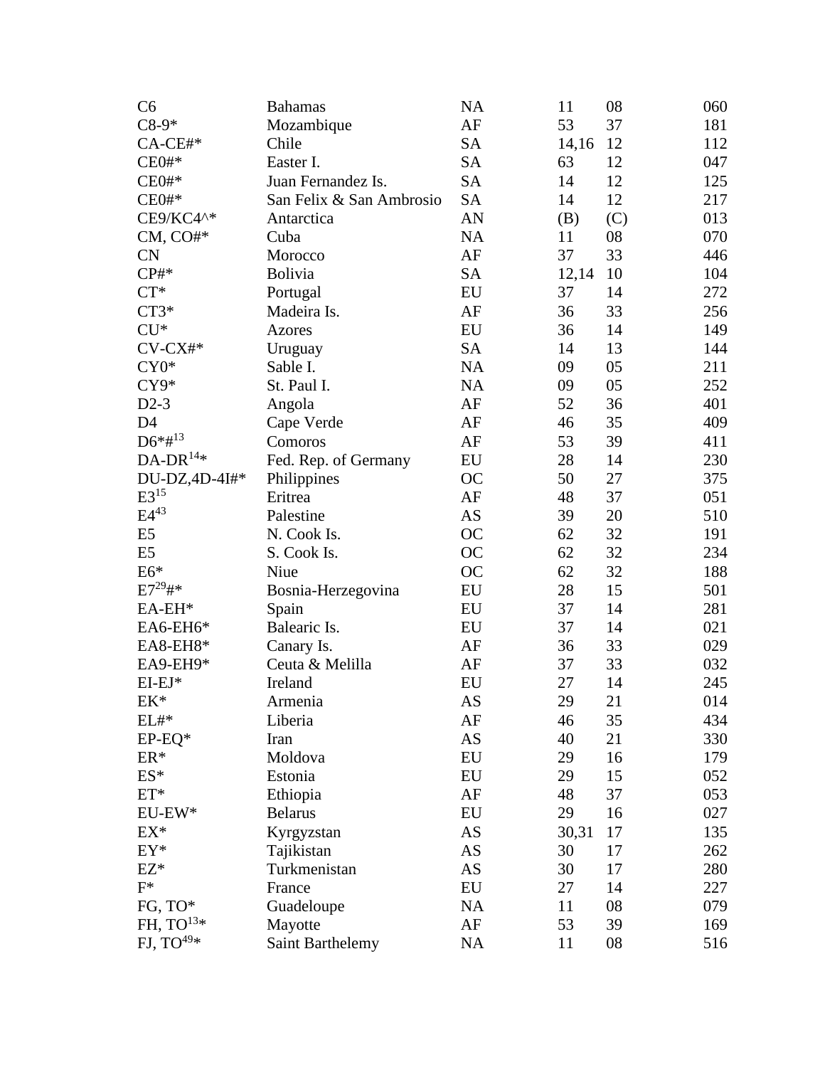| | | | | | |
|---|---|---|---|---|---|
| C6 | Bahamas | NA | 11 | 08 | 060 |
| C8-9* | Mozambique | AF | 53 | 37 | 181 |
| CA-CE#* | Chile | SA | 14,16 | 12 | 112 |
| CE0#* | Easter I. | SA | 63 | 12 | 047 |
| CE0#* | Juan Fernandez Is. | SA | 14 | 12 | 125 |
| CE0#* | San Felix & San Ambrosio | SA | 14 | 12 | 217 |
| CE9/KC4^* | Antarctica | AN | (B) | (C) | 013 |
| CM, CO#* | Cuba | NA | 11 | 08 | 070 |
| CN | Morocco | AF | 37 | 33 | 446 |
| CP#* | Bolivia | SA | 12,14 | 10 | 104 |
| CT* | Portugal | EU | 37 | 14 | 272 |
| CT3* | Madeira Is. | AF | 36 | 33 | 256 |
| CU* | Azores | EU | 36 | 14 | 149 |
| CV-CX#* | Uruguay | SA | 14 | 13 | 144 |
| CY0* | Sable I. | NA | 09 | 05 | 211 |
| CY9* | St. Paul I. | NA | 09 | 05 | 252 |
| D2-3 | Angola | AF | 52 | 36 | 401 |
| D4 | Cape Verde | AF | 46 | 35 | 409 |
| D6*#[13] | Comoros | AF | 53 | 39 | 411 |
| DA-DR[14]* | Fed. Rep. of Germany | EU | 28 | 14 | 230 |
| DU-DZ,4D-4I#* | Philippines | OC | 50 | 27 | 375 |
| E3[15] | Eritrea | AF | 48 | 37 | 051 |
| E4[43] | Palestine | AS | 39 | 20 | 510 |
| E5 | N. Cook Is. | OC | 62 | 32 | 191 |
| E5 | S. Cook Is. | OC | 62 | 32 | 234 |
| E6* | Niue | OC | 62 | 32 | 188 |
| E7[29]#* | Bosnia-Herzegovina | EU | 28 | 15 | 501 |
| EA-EH* | Spain | EU | 37 | 14 | 281 |
| EA6-EH6* | Balearic Is. | EU | 37 | 14 | 021 |
| EA8-EH8* | Canary Is. | AF | 36 | 33 | 029 |
| EA9-EH9* | Ceuta & Melilla | AF | 37 | 33 | 032 |
| EI-EJ* | Ireland | EU | 27 | 14 | 245 |
| EK* | Armenia | AS | 29 | 21 | 014 |
| EL#* | Liberia | AF | 46 | 35 | 434 |
| EP-EQ* | Iran | AS | 40 | 21 | 330 |
| ER* | Moldova | EU | 29 | 16 | 179 |
| ES* | Estonia | EU | 29 | 15 | 052 |
| ET* | Ethiopia | AF | 48 | 37 | 053 |
| EU-EW* | Belarus | EU | 29 | 16 | 027 |
| EX* | Kyrgyzstan | AS | 30,31 | 17 | 135 |
| EY* | Tajikistan | AS | 30 | 17 | 262 |
| EZ* | Turkmenistan | AS | 30 | 17 | 280 |
| F* | France | EU | 27 | 14 | 227 |
| FG, TO* | Guadeloupe | NA | 11 | 08 | 079 |
| FH, TO[13]* | Mayotte | AF | 53 | 39 | 169 |
| FJ, TO[49]* | Saint Barthelemy | NA | 11 | 08 | 516 |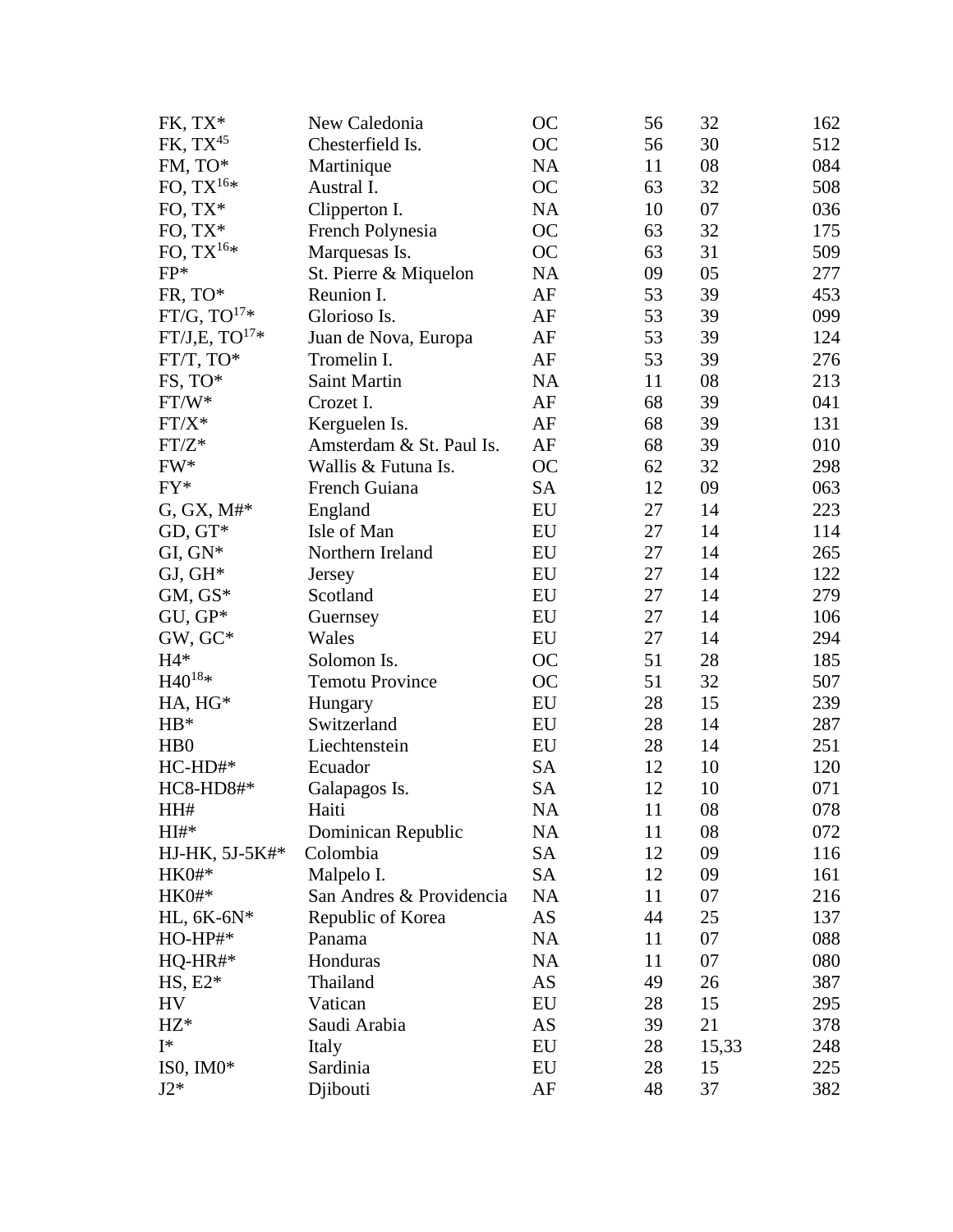| | | | | | |
|---|---|---|---|---|---|
| FK, TX* | New Caledonia | OC | 56 | 32 | 162 |
| FK, TX[45] | Chesterfield Is. | OC | 56 | 30 | 512 |
| FM, TO* | Martinique | NA | 11 | 08 | 084 |
| FO, TX[16]* | Austral I. | OC | 63 | 32 | 508 |
| FO, TX* | Clipperton I. | NA | 10 | 07 | 036 |
| FO, TX* | French Polynesia | OC | 63 | 32 | 175 |
| FO, TX[16]* | Marquesas Is. | OC | 63 | 31 | 509 |
| FP* | St. Pierre & Miquelon | NA | 09 | 05 | 277 |
| FR, TO* | Reunion I. | AF | 53 | 39 | 453 |
| FT/G, TO[17]* | Glorioso Is. | AF | 53 | 39 | 099 |
| FT/J,E, TO[17]* | Juan de Nova, Europa | AF | 53 | 39 | 124 |
| FT/T, TO* | Tromelin I. | AF | 53 | 39 | 276 |
| FS, TO* | Saint Martin | NA | 11 | 08 | 213 |
| FT/W* | Crozet I. | AF | 68 | 39 | 041 |
| FT/X* | Kerguelen Is. | AF | 68 | 39 | 131 |
| FT/Z* | Amsterdam & St. Paul Is. | AF | 68 | 39 | 010 |
| FW* | Wallis & Futuna Is. | OC | 62 | 32 | 298 |
| FY* | French Guiana | SA | 12 | 09 | 063 |
| G, GX, M#* | England | EU | 27 | 14 | 223 |
| GD, GT* | Isle of Man | EU | 27 | 14 | 114 |
| GI, GN* | Northern Ireland | EU | 27 | 14 | 265 |
| GJ, GH* | Jersey | EU | 27 | 14 | 122 |
| GM, GS* | Scotland | EU | 27 | 14 | 279 |
| GU, GP* | Guernsey | EU | 27 | 14 | 106 |
| GW, GC* | Wales | EU | 27 | 14 | 294 |
| H4* | Solomon Is. | OC | 51 | 28 | 185 |
| H40[18]* | Temotu Province | OC | 51 | 32 | 507 |
| HA, HG* | Hungary | EU | 28 | 15 | 239 |
| HB* | Switzerland | EU | 28 | 14 | 287 |
| HB0 | Liechtenstein | EU | 28 | 14 | 251 |
| HC-HD#* | Ecuador | SA | 12 | 10 | 120 |
| HC8-HD8#* | Galapagos Is. | SA | 12 | 10 | 071 |
| HH# | Haiti | NA | 11 | 08 | 078 |
| HI#* | Dominican Republic | NA | 11 | 08 | 072 |
| HJ-HK, 5J-5K#* | Colombia | SA | 12 | 09 | 116 |
| HK0#* | Malpelo I. | SA | 12 | 09 | 161 |
| HK0#* | San Andres & Providencia | NA | 11 | 07 | 216 |
| HL, 6K-6N* | Republic of Korea | AS | 44 | 25 | 137 |
| HO-HP#* | Panama | NA | 11 | 07 | 088 |
| HQ-HR#* | Honduras | NA | 11 | 07 | 080 |
| HS, E2* | Thailand | AS | 49 | 26 | 387 |
| HV | Vatican | EU | 28 | 15 | 295 |
| HZ* | Saudi Arabia | AS | 39 | 21 | 378 |
| I* | Italy | EU | 28 | 15,33 | 248 |
| IS0, IM0* | Sardinia | EU | 28 | 15 | 225 |
| J2* | Djibouti | AF | 48 | 37 | 382 |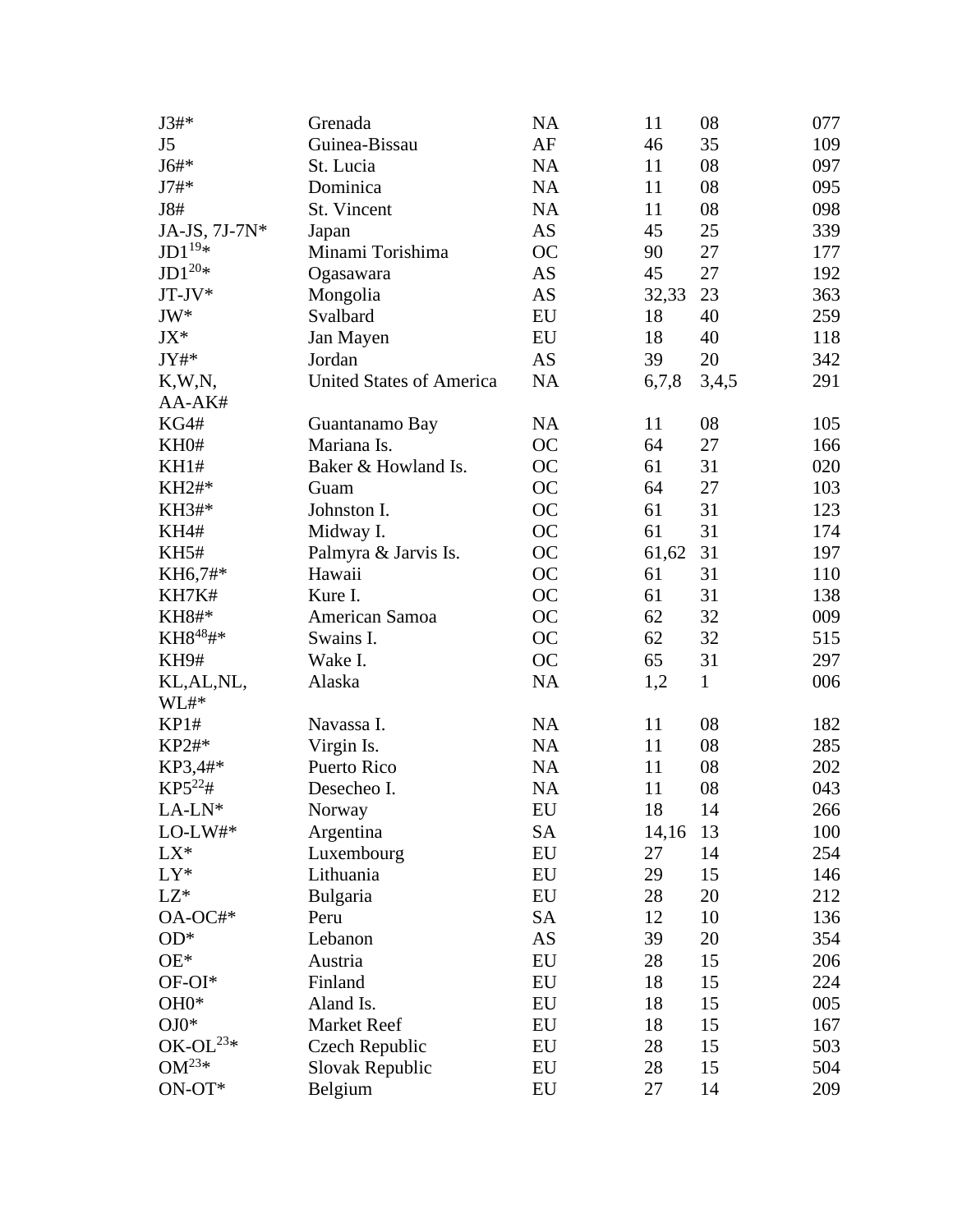| | | | | | |
|---|---|---|---|---|---|
| J3#* | Grenada | NA | 11 | 08 | 077 |
| J5 | Guinea-Bissau | AF | 46 | 35 | 109 |
| J6#* | St. Lucia | NA | 11 | 08 | 097 |
| J7#* | Dominica | NA | 11 | 08 | 095 |
| J8# | St. Vincent | NA | 11 | 08 | 098 |
| JA-JS, 7J-7N* | Japan | AS | 45 | 25 | 339 |
| JD1[19]* | Minami Torishima | OC | 90 | 27 | 177 |
| JD1[20]* | Ogasawara | AS | 45 | 27 | 192 |
| JT-JV* | Mongolia | AS | 32,33 | 23 | 363 |
| JW* | Svalbard | EU | 18 | 40 | 259 |
| JX* | Jan Mayen | EU | 18 | 40 | 118 |
| JY#* | Jordan | AS | 39 | 20 | 342 |
| K,W,N, AA-AK# | United States of America | NA | 6,7,8 | 3,4,5 | 291 |
| KG4# | Guantanamo Bay | NA | 11 | 08 | 105 |
| KH0# | Mariana Is. | OC | 64 | 27 | 166 |
| KH1# | Baker & Howland Is. | OC | 61 | 31 | 020 |
| KH2#* | Guam | OC | 64 | 27 | 103 |
| KH3#* | Johnston I. | OC | 61 | 31 | 123 |
| KH4# | Midway I. | OC | 61 | 31 | 174 |
| KH5# | Palmyra & Jarvis Is. | OC | 61,62 | 31 | 197 |
| KH6,7#* | Hawaii | OC | 61 | 31 | 110 |
| KH7K# | Kure I. | OC | 61 | 31 | 138 |
| KH8#* | American Samoa | OC | 62 | 32 | 009 |
| KH8[48]#* | Swains I. | OC | 62 | 32 | 515 |
| KH9# | Wake I. | OC | 65 | 31 | 297 |
| KL,AL,NL, WL#* | Alaska | NA | 1,2 | 1 | 006 |
| KP1# | Navassa I. | NA | 11 | 08 | 182 |
| KP2#* | Virgin Is. | NA | 11 | 08 | 285 |
| KP3,4#* | Puerto Rico | NA | 11 | 08 | 202 |
| KP5[22]# | Desecheo I. | NA | 11 | 08 | 043 |
| LA-LN* | Norway | EU | 18 | 14 | 266 |
| LO-LW#* | Argentina | SA | 14,16 | 13 | 100 |
| LX* | Luxembourg | EU | 27 | 14 | 254 |
| LY* | Lithuania | EU | 29 | 15 | 146 |
| LZ* | Bulgaria | EU | 28 | 20 | 212 |
| OA-OC#* | Peru | SA | 12 | 10 | 136 |
| OD* | Lebanon | AS | 39 | 20 | 354 |
| OE* | Austria | EU | 28 | 15 | 206 |
| OF-OI* | Finland | EU | 18 | 15 | 224 |
| OH0* | Aland Is. | EU | 18 | 15 | 005 |
| OJ0* | Market Reef | EU | 18 | 15 | 167 |
| OK-OL[23]* | Czech Republic | EU | 28 | 15 | 503 |
| OM[23]* | Slovak Republic | EU | 28 | 15 | 504 |
| ON-OT* | Belgium | EU | 27 | 14 | 209 |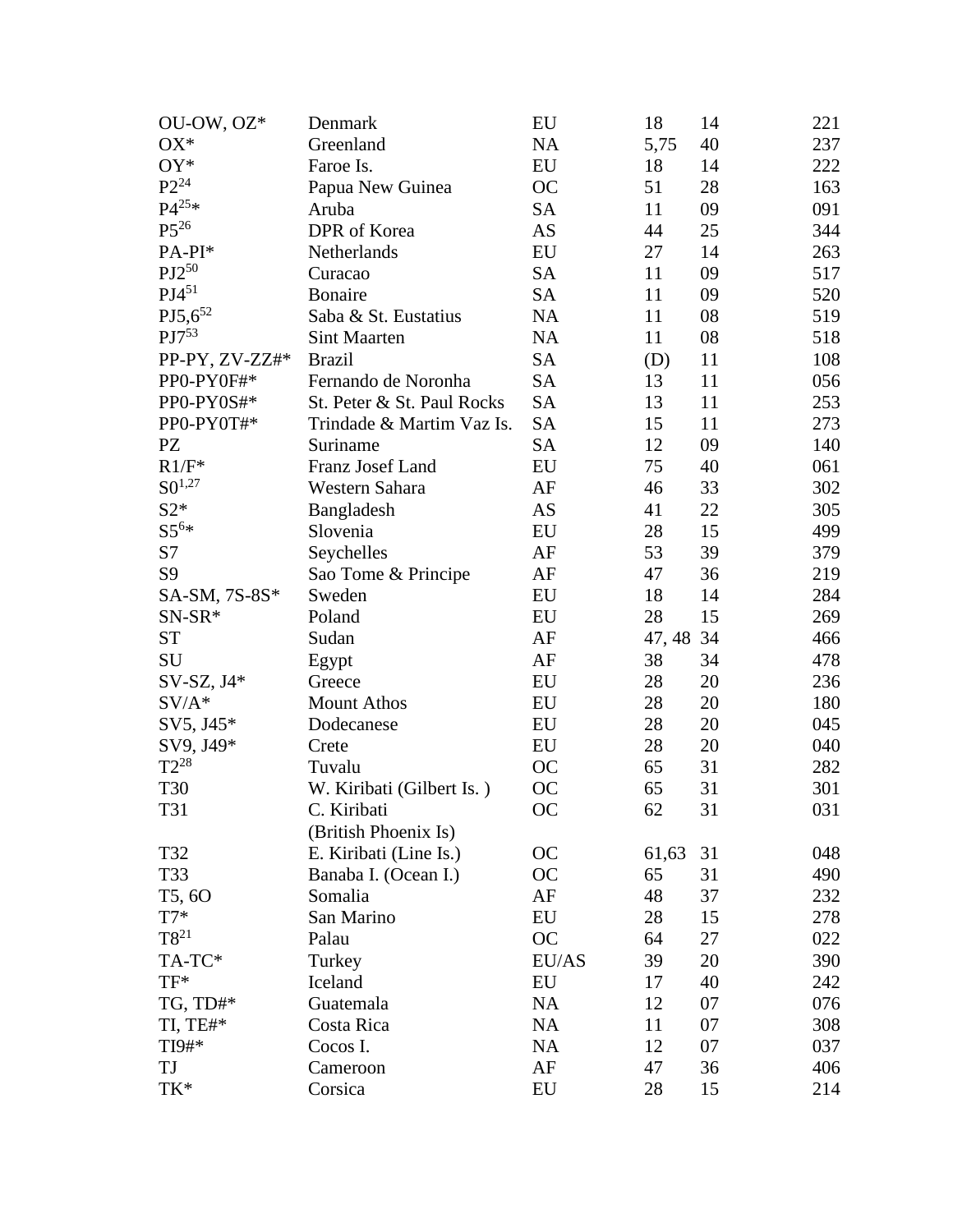| | | | | | |
|---|---|---|---|---|---|
| OU-OW, OZ* | Denmark | EU | 18 | 14 | 221 |
| OX* | Greenland | NA | 5,75 | 40 | 237 |
| OY* | Faroe Is. | EU | 18 | 14 | 222 |
| P2[24] | Papua New Guinea | OC | 51 | 28 | 163 |
| P4[25]* | Aruba | SA | 11 | 09 | 091 |
| P5[26] | DPR of Korea | AS | 44 | 25 | 344 |
| PA-PI* | Netherlands | EU | 27 | 14 | 263 |
| PJ2[50] | Curacao | SA | 11 | 09 | 517 |
| PJ4[51] | Bonaire | SA | 11 | 09 | 520 |
| PJ5,6[52] | Saba & St. Eustatius | NA | 11 | 08 | 519 |
| PJ7[53] | Sint Maarten | NA | 11 | 08 | 518 |
| PP-PY, ZV-ZZ#* | Brazil | SA | (D) | 11 | 108 |
| PP0-PY0F#* | Fernando de Noronha | SA | 13 | 11 | 056 |
| PP0-PY0S#* | St. Peter & St. Paul Rocks | SA | 13 | 11 | 253 |
| PP0-PY0T#* | Trindade & Martim Vaz Is. | SA | 15 | 11 | 273 |
| PZ | Suriname | SA | 12 | 09 | 140 |
| R1/F* | Franz Josef Land | EU | 75 | 40 | 061 |
| S0[1,27] | Western Sahara | AF | 46 | 33 | 302 |
| S2* | Bangladesh | AS | 41 | 22 | 305 |
| S5[6]* | Slovenia | EU | 28 | 15 | 499 |
| S7 | Seychelles | AF | 53 | 39 | 379 |
| S9 | Sao Tome & Principe | AF | 47 | 36 | 219 |
| SA-SM, 7S-8S* | Sweden | EU | 18 | 14 | 284 |
| SN-SR* | Poland | EU | 28 | 15 | 269 |
| ST | Sudan | AF | 47, 48 | 34 | 466 |
| SU | Egypt | AF | 38 | 34 | 478 |
| SV-SZ, J4* | Greece | EU | 28 | 20 | 236 |
| SV/A* | Mount Athos | EU | 28 | 20 | 180 |
| SV5, J45* | Dodecanese | EU | 28 | 20 | 045 |
| SV9, J49* | Crete | EU | 28 | 20 | 040 |
| T2[28] | Tuvalu | OC | 65 | 31 | 282 |
| T30 | W. Kiribati (Gilbert Is. ) | OC | 65 | 31 | 301 |
| T31 | C. Kiribati (British Phoenix Is) | OC | 62 | 31 | 031 |
| T32 | E. Kiribati (Line Is.) | OC | 61,63 | 31 | 048 |
| T33 | Banaba I. (Ocean I.) | OC | 65 | 31 | 490 |
| T5, 6O | Somalia | AF | 48 | 37 | 232 |
| T7* | San Marino | EU | 28 | 15 | 278 |
| T8[21] | Palau | OC | 64 | 27 | 022 |
| TA-TC* | Turkey | EU/AS | 39 | 20 | 390 |
| TF* | Iceland | EU | 17 | 40 | 242 |
| TG, TD#* | Guatemala | NA | 12 | 07 | 076 |
| TI, TE#* | Costa Rica | NA | 11 | 07 | 308 |
| TI9#* | Cocos I. | NA | 12 | 07 | 037 |
| TJ | Cameroon | AF | 47 | 36 | 406 |
| TK* | Corsica | EU | 28 | 15 | 214 |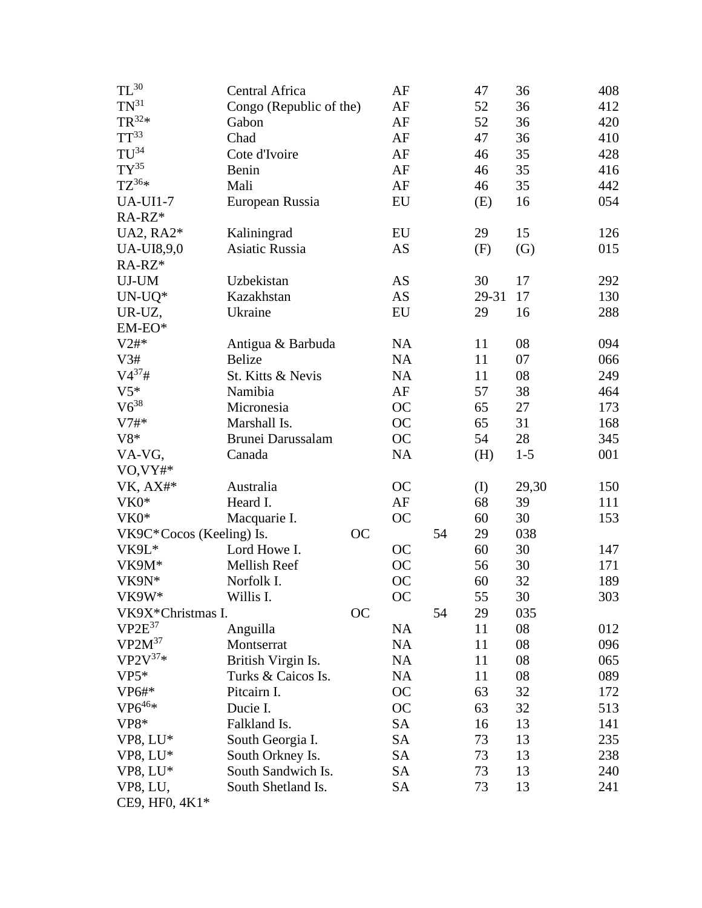| | | | | | |
|---|---|---|---|---|---|
| TL[30] | Central Africa | AF | 47 | 36 | 408 |
| TN[31] | Congo (Republic of the) | AF | 52 | 36 | 412 |
| TR[32]* | Gabon | AF | 52 | 36 | 420 |
| TT[33] | Chad | AF | 47 | 36 | 410 |
| TU[34] | Cote d'Ivoire | AF | 46 | 35 | 428 |
| TY[35] | Benin | AF | 46 | 35 | 416 |
| TZ[36]* | Mali | AF | 46 | 35 | 442 |
| UA-UI1-7 RA-RZ* | European Russia | EU | (E) | 16 | 054 |
| UA2, RA2* | Kaliningrad | EU | 29 | 15 | 126 |
| UA-UI8,9,0 RA-RZ* | Asiatic Russia | AS | (F) | (G) | 015 |
| UJ-UM | Uzbekistan | AS | 30 | 17 | 292 |
| UN-UQ* | Kazakhstan | AS | 29-31 | 17 | 130 |
| UR-UZ, EM-EO* | Ukraine | EU | 29 | 16 | 288 |
| V2#* | Antigua & Barbuda | NA | 11 | 08 | 094 |
| V3# | Belize | NA | 11 | 07 | 066 |
| V4[37]# | St. Kitts & Nevis | NA | 11 | 08 | 249 |
| V5* | Namibia | AF | 57 | 38 | 464 |
| V6[38] | Micronesia | OC | 65 | 27 | 173 |
| V7#* | Marshall Is. | OC | 65 | 31 | 168 |
| V8* | Brunei Darussalam | OC | 54 | 28 | 345 |
| VA-VG, VO,VY#* | Canada | NA | (H) | 1-5 | 001 |
| VK, AX#* | Australia | OC | (I) | 29,30 | 150 |
| VK0* | Heard I. | AF | 68 | 39 | 111 |
| VK0* | Macquarie I. | OC | 60 | 30 | 153 |
| VK9C* | Cocos (Keeling) Is. | OC | 54 | 29 | 038 |
| VK9L* | Lord Howe I. | OC | 60 | 30 | 147 |
| VK9M* | Mellish Reef | OC | 56 | 30 | 171 |
| VK9N* | Norfolk I. | OC | 60 | 32 | 189 |
| VK9W* | Willis I. | OC | 55 | 30 | 303 |
| VK9X* | Christmas I. | OC | 54 | 29 | 035 |
| VP2E[37] | Anguilla | NA | 11 | 08 | 012 |
| VP2M[37] | Montserrat | NA | 11 | 08 | 096 |
| VP2V[37]* | British Virgin Is. | NA | 11 | 08 | 065 |
| VP5* | Turks & Caicos Is. | NA | 11 | 08 | 089 |
| VP6#* | Pitcairn I. | OC | 63 | 32 | 172 |
| VP6[46]* | Ducie I. | OC | 63 | 32 | 513 |
| VP8* | Falkland Is. | SA | 16 | 13 | 141 |
| VP8, LU* | South Georgia I. | SA | 73 | 13 | 235 |
| VP8, LU* | South Orkney Is. | SA | 73 | 13 | 238 |
| VP8, LU* | South Sandwich Is. | SA | 73 | 13 | 240 |
| VP8, LU, CE9, HF0, 4K1* | South Shetland Is. | SA | 73 | 13 | 241 |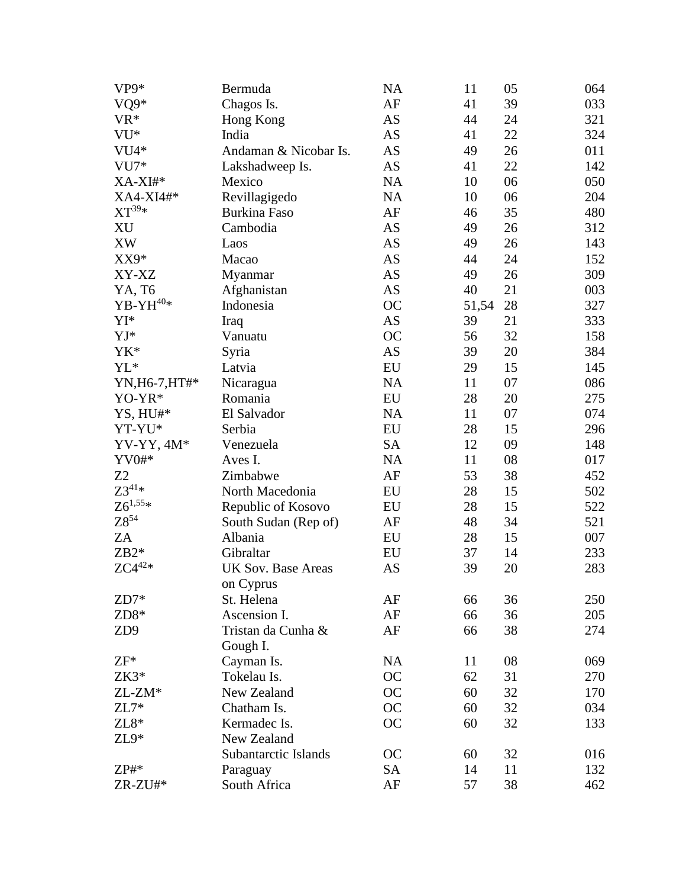| | | | | | |
|---|---|---|---|---|---|
| VP9* | Bermuda | NA | 11 | 05 | 064 |
| VQ9* | Chagos Is. | AF | 41 | 39 | 033 |
| VR* | Hong Kong | AS | 44 | 24 | 321 |
| VU* | India | AS | 41 | 22 | 324 |
| VU4* | Andaman & Nicobar Is. | AS | 49 | 26 | 011 |
| VU7* | Lakshadweep Is. | AS | 41 | 22 | 142 |
| XA-XI#* | Mexico | NA | 10 | 06 | 050 |
| XA4-XI4#* | Revillagigedo | NA | 10 | 06 | 204 |
| XT[39]* | Burkina Faso | AF | 46 | 35 | 480 |
| XU | Cambodia | AS | 49 | 26 | 312 |
| XW | Laos | AS | 49 | 26 | 143 |
| XX9* | Macao | AS | 44 | 24 | 152 |
| XY-XZ | Myanmar | AS | 49 | 26 | 309 |
| YA, T6 | Afghanistan | AS | 40 | 21 | 003 |
| YB-YH[40]* | Indonesia | OC | 51,54 | 28 | 327 |
| YI* | Iraq | AS | 39 | 21 | 333 |
| YJ* | Vanuatu | OC | 56 | 32 | 158 |
| YK* | Syria | AS | 39 | 20 | 384 |
| YL* | Latvia | EU | 29 | 15 | 145 |
| YN,H6-7,HT#* | Nicaragua | NA | 11 | 07 | 086 |
| YO-YR* | Romania | EU | 28 | 20 | 275 |
| YS, HU#* | El Salvador | NA | 11 | 07 | 074 |
| YT-YU* | Serbia | EU | 28 | 15 | 296 |
| YV-YY, 4M* | Venezuela | SA | 12 | 09 | 148 |
| YV0#* | Aves I. | NA | 11 | 08 | 017 |
| Z2 | Zimbabwe | AF | 53 | 38 | 452 |
| Z3[41]* | North Macedonia | EU | 28 | 15 | 502 |
| Z6[1,55]* | Republic of Kosovo | EU | 28 | 15 | 522 |
| Z8[54] | South Sudan (Rep of) | AF | 48 | 34 | 521 |
| ZA | Albania | EU | 28 | 15 | 007 |
| ZB2* | Gibraltar | EU | 37 | 14 | 233 |
| ZC4[42]* | UK Sov. Base Areas on Cyprus | AS | 39 | 20 | 283 |
| ZD7* | St. Helena | AF | 66 | 36 | 250 |
| ZD8* | Ascension I. | AF | 66 | 36 | 205 |
| ZD9 | Tristan da Cunha & Gough I. | AF | 66 | 38 | 274 |
| ZF* | Cayman Is. | NA | 11 | 08 | 069 |
| ZK3* | Tokelau Is. | OC | 62 | 31 | 270 |
| ZL-ZM* | New Zealand | OC | 60 | 32 | 170 |
| ZL7* | Chatham Is. | OC | 60 | 32 | 034 |
| ZL8* | Kermadec Is. | OC | 60 | 32 | 133 |
| ZL9* | New Zealand Subantarctic Islands | OC | 60 | 32 | 016 |
| ZP#* | Paraguay | SA | 14 | 11 | 132 |
| ZR-ZU#* | South Africa | AF | 57 | 38 | 462 |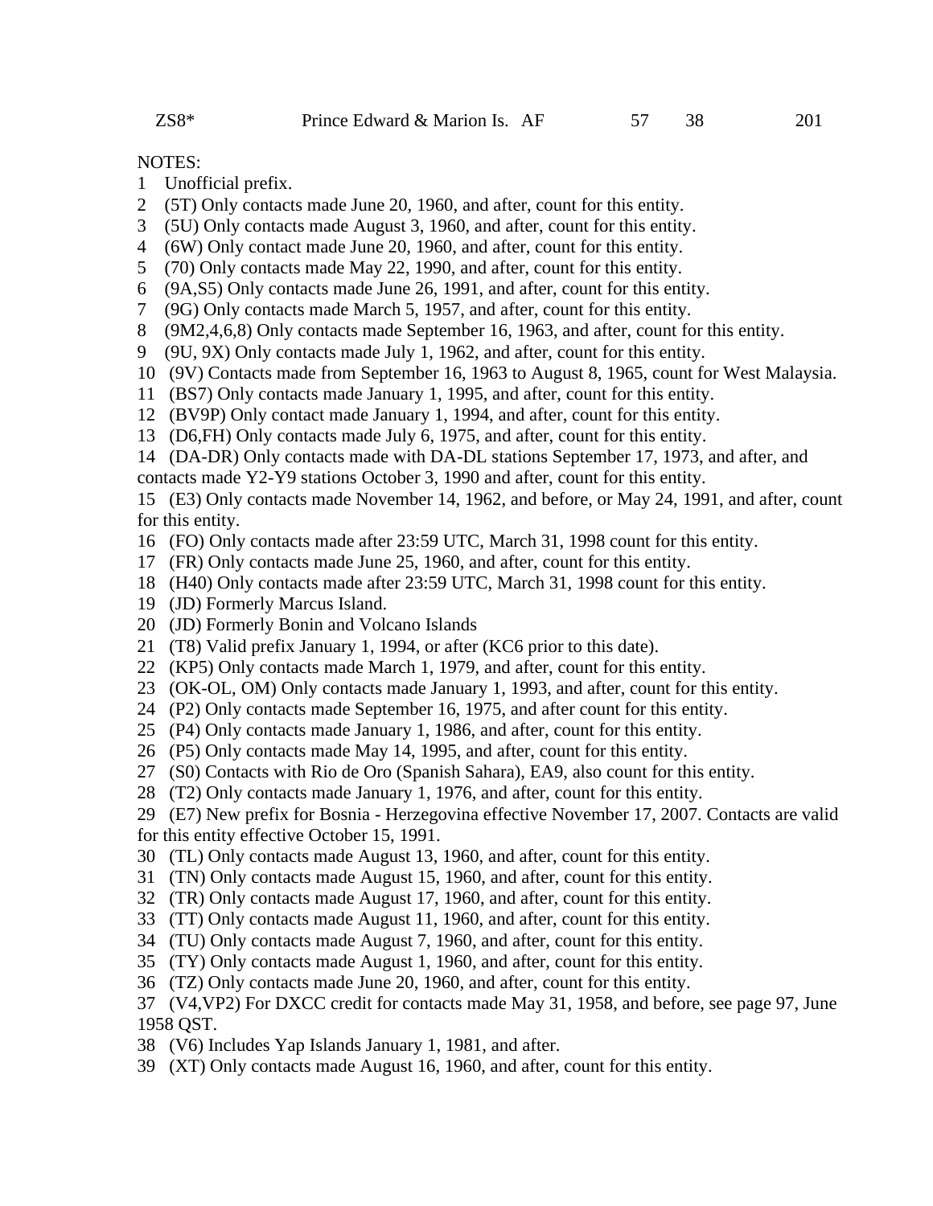| ZS8* | Prince Edward & Marion Is. | AF | 57 | 38 | 201 |
|---|---|---|---|---|---|

NOTES:

1 Unofficial prefix.

2 (5T) Only contacts made June 20, 1960, and after, count for this entity.

3 (5U) Only contacts made August 3, 1960, and after, count for this entity.

4 (6W) Only contact made June 20, 1960, and after, count for this entity.

5 (70) Only contacts made May 22, 1990, and after, count for this entity.

6 (9A,S5) Only contacts made June 26, 1991, and after, count for this entity.

7 (9G) Only contacts made March 5, 1957, and after, count for this entity.

8 (9M2,4,6,8) Only contacts made September 16, 1963, and after, count for this entity.

9 (9U, 9X) Only contacts made July 1, 1962, and after, count for this entity.

10 (9V) Contacts made from September 16, 1963 to August 8, 1965, count for West Malaysia.

11 (BS7) Only contacts made January 1, 1995, and after, count for this entity.

12 (BV9P) Only contact made January 1, 1994, and after, count for this entity.

13 (D6,FH) Only contacts made July 6, 1975, and after, count for this entity.

14 (DA-DR) Only contacts made with DA-DL stations September 17, 1973, and after, and contacts made Y2-Y9 stations October 3, 1990 and after, count for this entity.

15 (E3) Only contacts made November 14, 1962, and before, or May 24, 1991, and after, count for this entity.

16 (FO) Only contacts made after 23:59 UTC, March 31, 1998 count for this entity.

17 (FR) Only contacts made June 25, 1960, and after, count for this entity.

18 (H40) Only contacts made after 23:59 UTC, March 31, 1998 count for this entity.

19 (JD) Formerly Marcus Island.

20 (JD) Formerly Bonin and Volcano Islands

21 (T8) Valid prefix January 1, 1994, or after (KC6 prior to this date).

22 (KP5) Only contacts made March 1, 1979, and after, count for this entity.

23 (OK-OL, OM) Only contacts made January 1, 1993, and after, count for this entity.

24 (P2) Only contacts made September 16, 1975, and after count for this entity.

25 (P4) Only contacts made January 1, 1986, and after, count for this entity.

26 (P5) Only contacts made May 14, 1995, and after, count for this entity.

27 (S0) Contacts with Rio de Oro (Spanish Sahara), EA9, also count for this entity.

28 (T2) Only contacts made January 1, 1976, and after, count for this entity.

29 (E7) New prefix for Bosnia - Herzegovina effective November 17, 2007. Contacts are valid for this entity effective October 15, 1991.

30 (TL) Only contacts made August 13, 1960, and after, count for this entity.

31 (TN) Only contacts made August 15, 1960, and after, count for this entity.

32 (TR) Only contacts made August 17, 1960, and after, count for this entity.

33 (TT) Only contacts made August 11, 1960, and after, count for this entity.

34 (TU) Only contacts made August 7, 1960, and after, count for this entity.

35 (TY) Only contacts made August 1, 1960, and after, count for this entity.

36 (TZ) Only contacts made June 20, 1960, and after, count for this entity.

37 (V4,VP2) For DXCC credit for contacts made May 31, 1958, and before, see page 97, June 1958 QST.

38 (V6) Includes Yap Islands January 1, 1981, and after.

39 (XT) Only contacts made August 16, 1960, and after, count for this entity.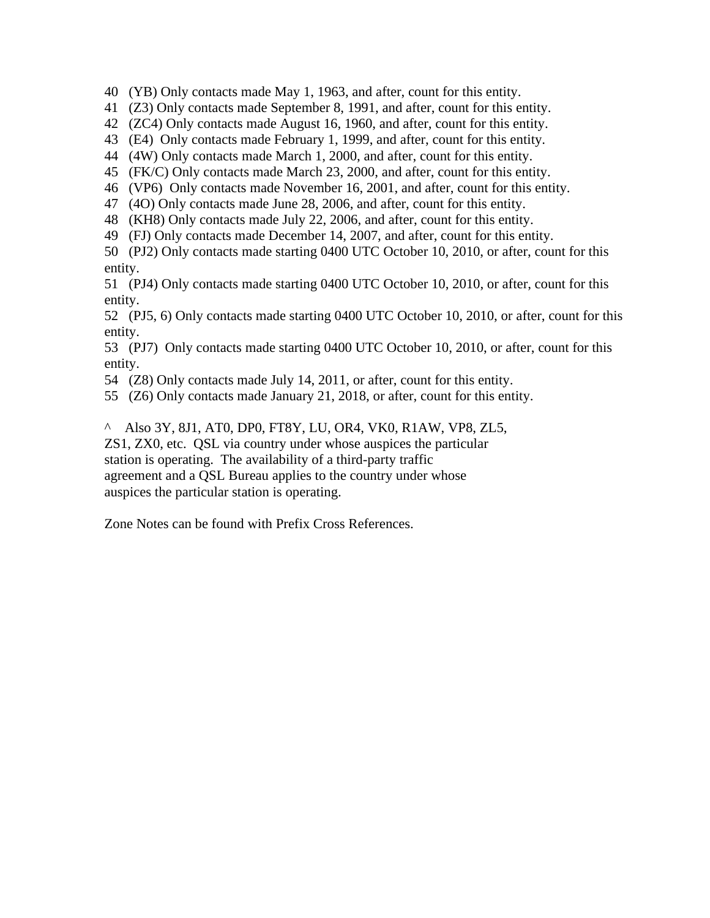40 (YB) Only contacts made May 1, 1963, and after, count for this entity.
41 (Z3) Only contacts made September 8, 1991, and after, count for this entity.
42 (ZC4) Only contacts made August 16, 1960, and after, count for this entity.
43 (E4) Only contacts made February 1, 1999, and after, count for this entity.
44 (4W) Only contacts made March 1, 2000, and after, count for this entity.
45 (FK/C) Only contacts made March 23, 2000, and after, count for this entity.
46 (VP6) Only contacts made November 16, 2001, and after, count for this entity.
47 (4O) Only contacts made June 28, 2006, and after, count for this entity.
48 (KH8) Only contacts made July 22, 2006, and after, count for this entity.
49 (FJ) Only contacts made December 14, 2007, and after, count for this entity.
50 (PJ2) Only contacts made starting 0400 UTC October 10, 2010, or after, count for this entity.
51 (PJ4) Only contacts made starting 0400 UTC October 10, 2010, or after, count for this entity.
52 (PJ5, 6) Only contacts made starting 0400 UTC October 10, 2010, or after, count for this entity.
53 (PJ7) Only contacts made starting 0400 UTC October 10, 2010, or after, count for this entity.
54 (Z8) Only contacts made July 14, 2011, or after, count for this entity.
55 (Z6) Only contacts made January 21, 2018, or after, count for this entity.

^ Also 3Y, 8J1, AT0, DP0, FT8Y, LU, OR4, VK0, R1AW, VP8, ZL5, ZS1, ZX0, etc. QSL via country under whose auspices the particular station is operating. The availability of a third-party traffic agreement and a QSL Bureau applies to the country under whose auspices the particular station is operating.

Zone Notes can be found with Prefix Cross References.